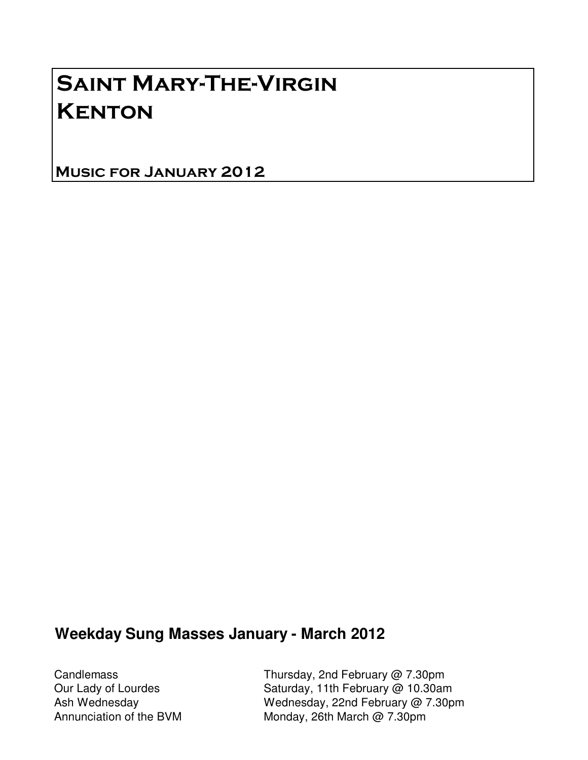# Saint Mary-The-Virgin Kenton

## Music for January 2012

## Weekday Sung Masses January - March 2012

| | |
|---|---|
| Candlemass | Thursday, 2nd February @ 7.30pm |
| Our Lady of Lourdes | Saturday, 11th February @ 10.30am |
| Ash Wednesday | Wednesday, 22nd February @ 7.30pm |
| Annunciation of the BVM | Monday, 26th March @ 7.30pm |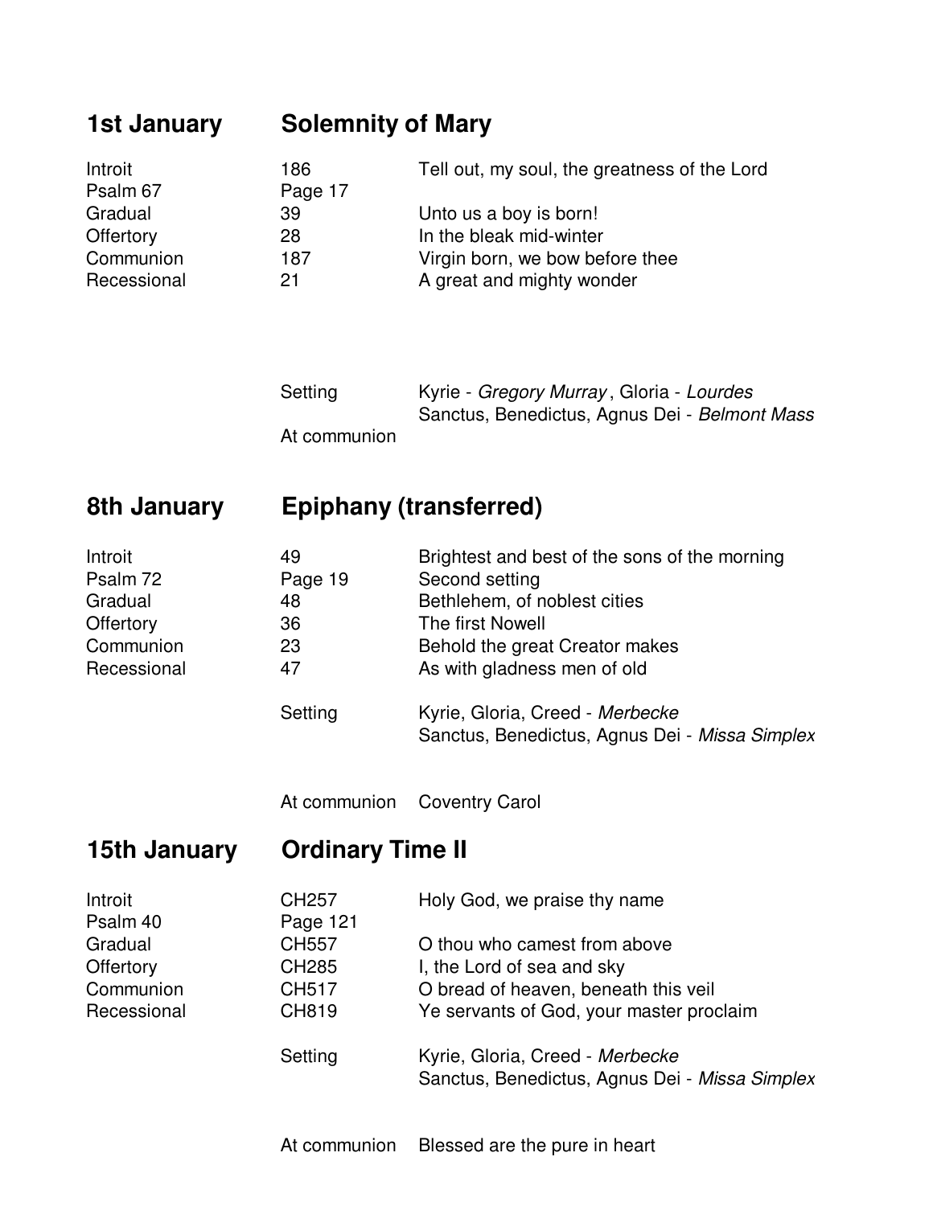## 1st January — Solemnity of Mary

| | | |
|---|---|---|
| Introit | 186 | Tell out, my soul, the greatness of the Lord |
| Psalm 67 | Page 17 | |
| Gradual | 39 | Unto us a boy is born! |
| Offertory | 28 | In the bleak mid-winter |
| Communion | 187 | Virgin born, we bow before thee |
| Recessional | 21 | A great and mighty wonder |

Setting: Kyrie - *Gregory Murray*, Gloria - *Lourdes*
Sanctus, Benedictus, Agnus Dei - *Belmont Mass*

At communion

## 8th January — Epiphany (transferred)

| | | |
|---|---|---|
| Introit | 49 | Brightest and best of the sons of the morning |
| Psalm 72 | Page 19 | Second setting |
| Gradual | 48 | Bethlehem, of noblest cities |
| Offertory | 36 | The first Nowell |
| Communion | 23 | Behold the great Creator makes |
| Recessional | 47 | As with gladness men of old |

Setting: Kyrie, Gloria, Creed - *Merbecke*
Sanctus, Benedictus, Agnus Dei - *Missa Simplex*

At communion: Coventry Carol

## 15th January — Ordinary Time II

| | | |
|---|---|---|
| Introit | CH257 | Holy God, we praise thy name |
| Psalm 40 | Page 121 | |
| Gradual | CH557 | O thou who camest from above |
| Offertory | CH285 | I, the Lord of sea and sky |
| Communion | CH517 | O bread of heaven, beneath this veil |
| Recessional | CH819 | Ye servants of God, your master proclaim |

Setting: Kyrie, Gloria, Creed - *Merbecke*
Sanctus, Benedictus, Agnus Dei - *Missa Simplex*

At communion: Blessed are the pure in heart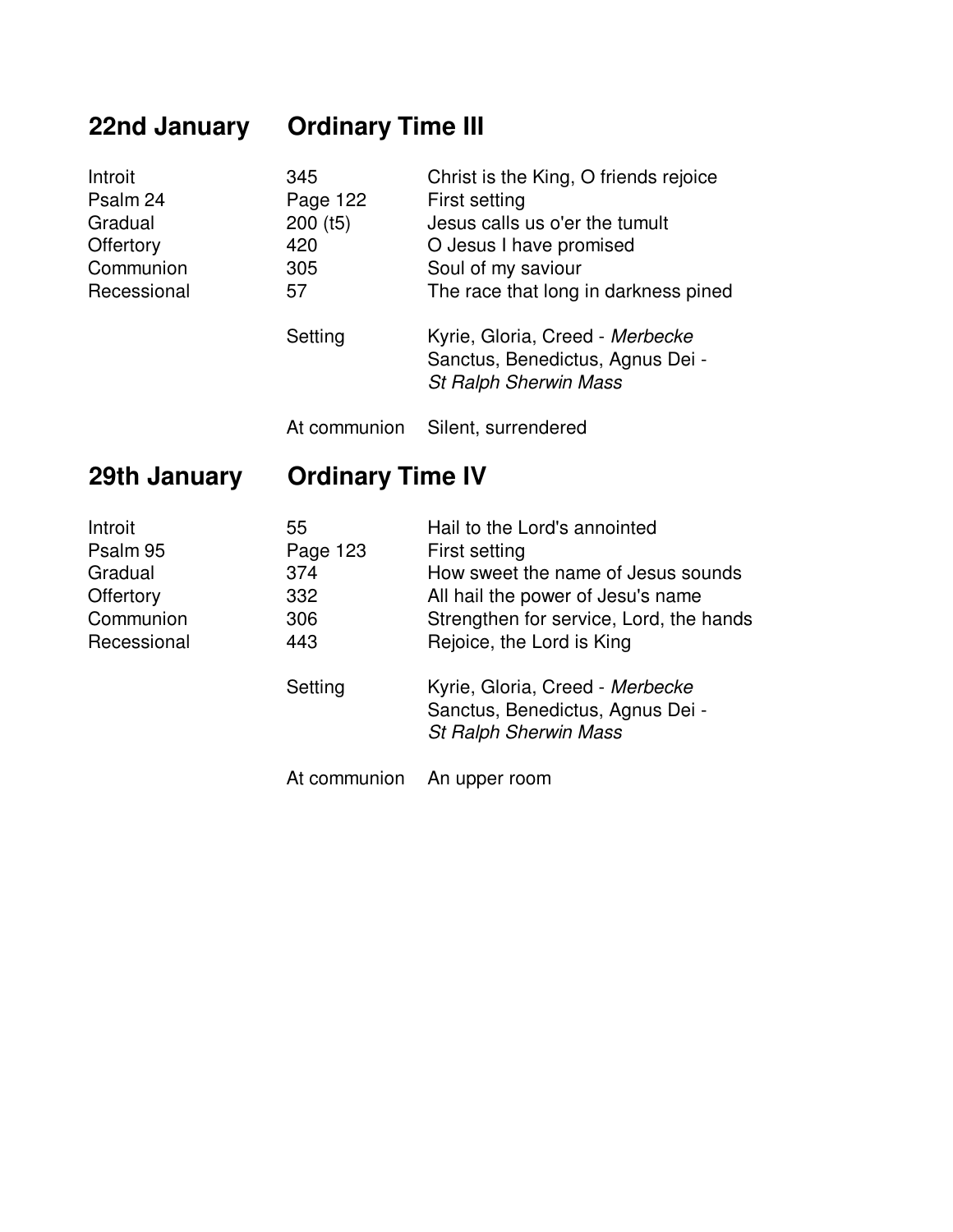## 22nd January Ordinary Time III

| | | |
|---|---|---|
| Introit | 345 | Christ is the King, O friends rejoice |
| Psalm 24 | Page 122 | First setting |
| Gradual | 200 (t5) | Jesus calls us o'er the tumult |
| Offertory | 420 | O Jesus I have promised |
| Communion | 305 | Soul of my saviour |
| Recessional | 57 | The race that long in darkness pined |
| | Setting | Kyrie, Gloria, Creed - *Merbecke*<br>Sanctus, Benedictus, Agnus Dei - *St Ralph Sherwin Mass* |
| | At communion | Silent, surrendered |

## 29th January Ordinary Time IV

| | | |
|---|---|---|
| Introit | 55 | Hail to the Lord's annointed |
| Psalm 95 | Page 123 | First setting |
| Gradual | 374 | How sweet the name of Jesus sounds |
| Offertory | 332 | All hail the power of Jesu's name |
| Communion | 306 | Strengthen for service, Lord, the hands |
| Recessional | 443 | Rejoice, the Lord is King |
| | Setting | Kyrie, Gloria, Creed - *Merbecke*<br>Sanctus, Benedictus, Agnus Dei - *St Ralph Sherwin Mass* |
| | At communion | An upper room |